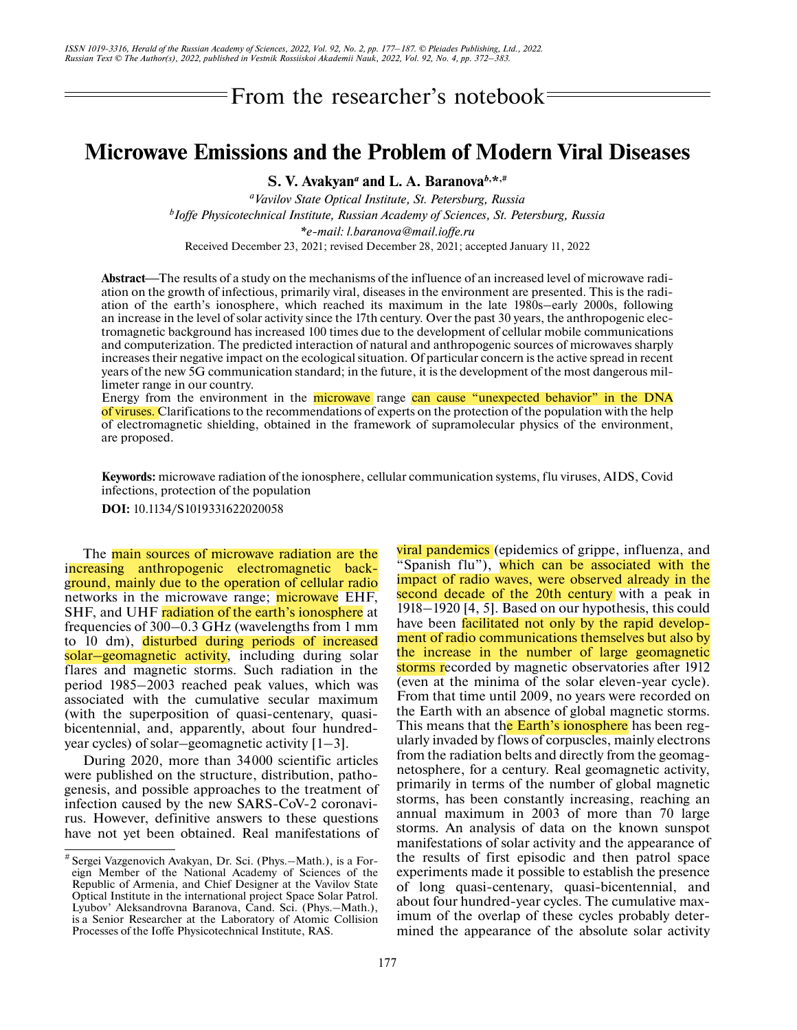# From the researcher's notebook

## Microwave Emissions and the Problem of Modern Viral Diseases

**S. V. Avakyan**[a] **and L. A. Baranova**[b,*,#]

[a]*Vavilov State Optical Institute, St. Petersburg, Russia*

[b]*Ioffe Physicotechnical Institute, Russian Academy of Sciences, St. Petersburg, Russia*

*\*e-mail: l.baranova@mail.ioffe.ru*

Received December 23, 2021; revised December 28, 2021; accepted January 11, 2022

**Abstract**—The results of a study on the mechanisms of the influence of an increased level of microwave radiation on the growth of infectious, primarily viral, diseases in the environment are presented. This is the radiation of the earth's ionosphere, which reached its maximum in the late 1980s–early 2000s, following an increase in the level of solar activity since the 17th century. Over the past 30 years, the anthropogenic electromagnetic background has increased 100 times due to the development of cellular mobile communications and computerization. The predicted interaction of natural and anthropogenic sources of microwaves sharply increases their negative impact on the ecological situation. Of particular concern is the active spread in recent years of the new 5G communication standard; in the future, it is the development of the most dangerous millimeter range in our country.

Energy from the environment in the microwave range can cause "unexpected behavior" in the DNA of viruses. Clarifications to the recommendations of experts on the protection of the population with the help of electromagnetic shielding, obtained in the framework of supramolecular physics of the environment, are proposed.

**Keywords:** microwave radiation of the ionosphere, cellular communication systems, flu viruses, AIDS, Covid infections, protection of the population

**DOI:** 10.1134/S1019331622020058

The main sources of microwave radiation are the increasing anthropogenic electromagnetic background, mainly due to the operation of cellular radio networks in the microwave range; microwave EHF, SHF, and UHF radiation of the earth's ionosphere at frequencies of 300–0.3 GHz (wavelengths from 1 mm to 10 dm), disturbed during periods of increased solar–geomagnetic activity, including during solar flares and magnetic storms. Such radiation in the period 1985–2003 reached peak values, which was associated with the cumulative secular maximum (with the superposition of quasi-centenary, quasi-bicentennial, and, apparently, about four hundred-year cycles) of solar–geomagnetic activity [1–3].

During 2020, more than 34000 scientific articles were published on the structure, distribution, pathogenesis, and possible approaches to the treatment of infection caused by the new SARS-CoV-2 coronavirus. However, definitive answers to these questions have not yet been obtained. Real manifestations of viral pandemics (epidemics of grippe, influenza, and "Spanish flu"), which can be associated with the impact of radio waves, were observed already in the second decade of the 20th century with a peak in 1918–1920 [4, 5]. Based on our hypothesis, this could have been facilitated not only by the rapid development of radio communications themselves but also by the increase in the number of large geomagnetic storms recorded by magnetic observatories after 1912 (even at the minima of the solar eleven-year cycle). From that time until 2009, no years were recorded on the Earth with an absence of global magnetic storms. This means that the Earth's ionosphere has been regularly invaded by flows of corpuscles, mainly electrons from the radiation belts and directly from the geomagnetosphere, for a century. Real geomagnetic activity, primarily in terms of the number of global magnetic storms, has been constantly increasing, reaching an annual maximum in 2003 of more than 70 large storms. An analysis of data on the known sunspot manifestations of solar activity and the appearance of the results of first episodic and then patrol space experiments made it possible to establish the presence of long quasi-centenary, quasi-bicentennial, and about four hundred-year cycles. The cumulative maximum of the overlap of these cycles probably determined the appearance of the absolute solar activity

---

[#] Sergei Vazgenovich Avakyan, Dr. Sci. (Phys.–Math.), is a Foreign Member of the National Academy of Sciences of the Republic of Armenia, and Chief Designer at the Vavilov State Optical Institute in the international project Space Solar Patrol. Lyubov' Aleksandrovna Baranova, Cand. Sci. (Phys.–Math.), is a Senior Researcher at the Laboratory of Atomic Collision Processes of the Ioffe Physicotechnical Institute, RAS.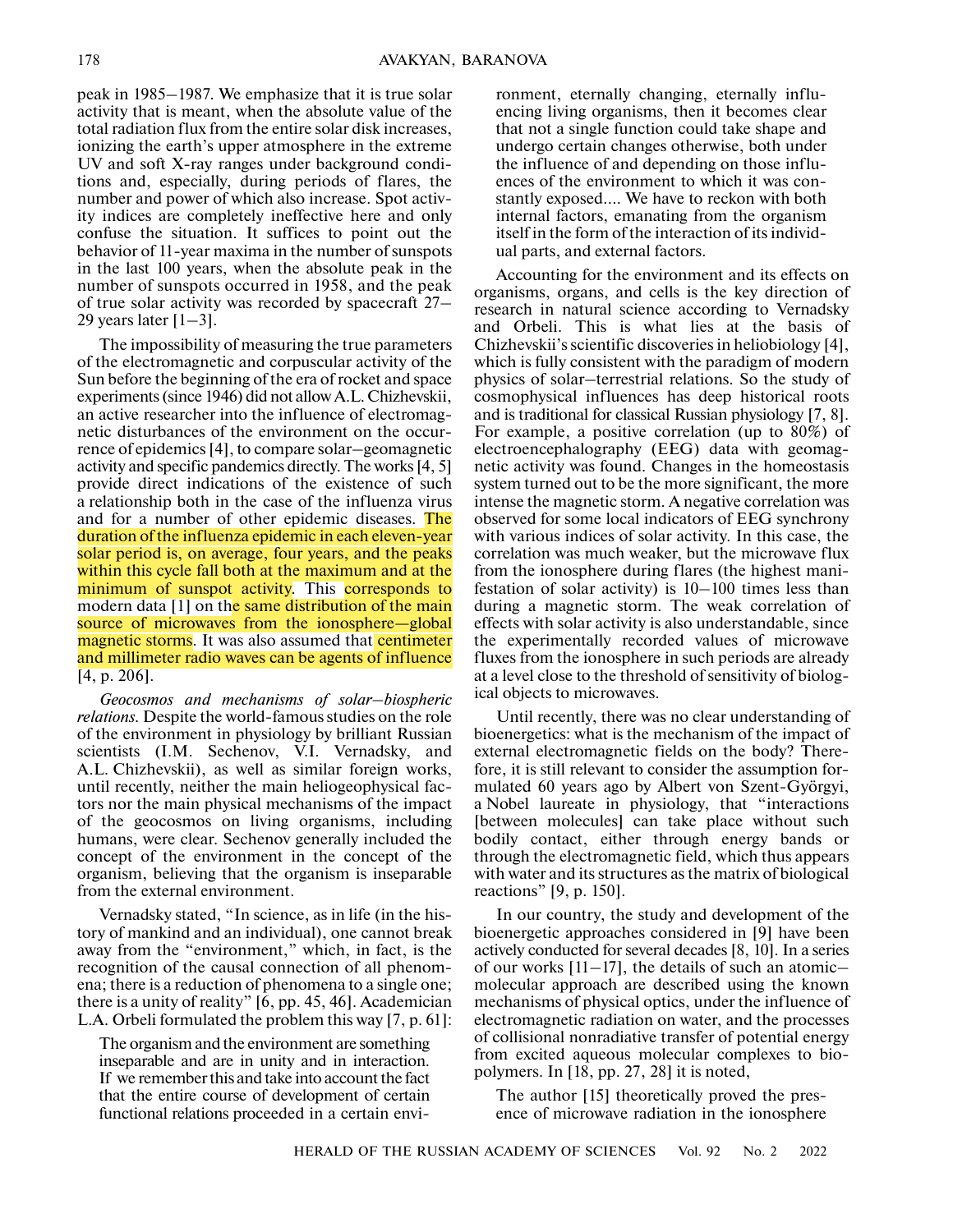peak in 1985–1987. We emphasize that it is true solar activity that is meant, when the absolute value of the total radiation flux from the entire solar disk increases, ionizing the earth's upper atmosphere in the extreme UV and soft X-ray ranges under background conditions and, especially, during periods of flares, the number and power of which also increase. Spot activity indices are completely ineffective here and only confuse the situation. It suffices to point out the behavior of 11-year maxima in the number of sunspots in the last 100 years, when the absolute peak in the number of sunspots occurred in 1958, and the peak of true solar activity was recorded by spacecraft 27–29 years later [1–3].

The impossibility of measuring the true parameters of the electromagnetic and corpuscular activity of the Sun before the beginning of the era of rocket and space experiments (since 1946) did not allow A.L. Chizhevskii, an active researcher into the influence of electromagnetic disturbances of the environment on the occurrence of epidemics [4], to compare solar–geomagnetic activity and specific pandemics directly. The works [4, 5] provide direct indications of the existence of such a relationship both in the case of the influenza virus and for a number of other epidemic diseases. The duration of the influenza epidemic in each eleven-year solar period is, on average, four years, and the peaks within this cycle fall both at the maximum and at the minimum of sunspot activity. This corresponds to modern data [1] on the same distribution of the main source of microwaves from the ionosphere—global magnetic storms. It was also assumed that centimeter and millimeter radio waves can be agents of influence [4, p. 206].

*Geocosmos and mechanisms of solar–biospheric relations.* Despite the world-famous studies on the role of the environment in physiology by brilliant Russian scientists (I.M. Sechenov, V.I. Vernadsky, and A.L. Chizhevskii), as well as similar foreign works, until recently, neither the main heliogeophysical factors nor the main physical mechanisms of the impact of the geocosmos on living organisms, including humans, were clear. Sechenov generally included the concept of the environment in the concept of the organism, believing that the organism is inseparable from the external environment.

Vernadsky stated, "In science, as in life (in the history of mankind and an individual), one cannot break away from the "environment," which, in fact, is the recognition of the causal connection of all phenomena; there is a reduction of phenomena to a single one; there is a unity of reality" [6, pp. 45, 46]. Academician L.A. Orbeli formulated the problem this way [7, p. 61]:

> The organism and the environment are something inseparable and are in unity and in interaction. If we remember this and take into account the fact that the entire course of development of certain functional relations proceeded in a certain environment, eternally changing, eternally influencing living organisms, then it becomes clear that not a single function could take shape and undergo certain changes otherwise, both under the influence of and depending on those influences of the environment to which it was constantly exposed.... We have to reckon with both internal factors, emanating from the organism itself in the form of the interaction of its individual parts, and external factors.

Accounting for the environment and its effects on organisms, organs, and cells is the key direction of research in natural science according to Vernadsky and Orbeli. This is what lies at the basis of Chizhevskii's scientific discoveries in heliobiology [4], which is fully consistent with the paradigm of modern physics of solar–terrestrial relations. So the study of cosmophysical influences has deep historical roots and is traditional for classical Russian physiology [7, 8]. For example, a positive correlation (up to 80%) of electroencephalography (EEG) data with geomagnetic activity was found. Changes in the homeostasis system turned out to be the more significant, the more intense the magnetic storm. A negative correlation was observed for some local indicators of EEG synchrony with various indices of solar activity. In this case, the correlation was much weaker, but the microwave flux from the ionosphere during flares (the highest manifestation of solar activity) is 10–100 times less than during a magnetic storm. The weak correlation of effects with solar activity is also understandable, since the experimentally recorded values of microwave fluxes from the ionosphere in such periods are already at a level close to the threshold of sensitivity of biological objects to microwaves.

Until recently, there was no clear understanding of bioenergetics: what is the mechanism of the impact of external electromagnetic fields on the body? Therefore, it is still relevant to consider the assumption formulated 60 years ago by Albert von Szent-Györgyi, a Nobel laureate in physiology, that "interactions [between molecules] can take place without such bodily contact, either through energy bands or through the electromagnetic field, which thus appears with water and its structures as the matrix of biological reactions" [9, p. 150].

In our country, the study and development of the bioenergetic approaches considered in [9] have been actively conducted for several decades [8, 10]. In a series of our works [11–17], the details of such an atomic–molecular approach are described using the known mechanisms of physical optics, under the influence of electromagnetic radiation on water, and the processes of collisional nonradiative transfer of potential energy from excited aqueous molecular complexes to biopolymers. In [18, pp. 27, 28] it is noted,

> The author [15] theoretically proved the presence of microwave radiation in the ionosphere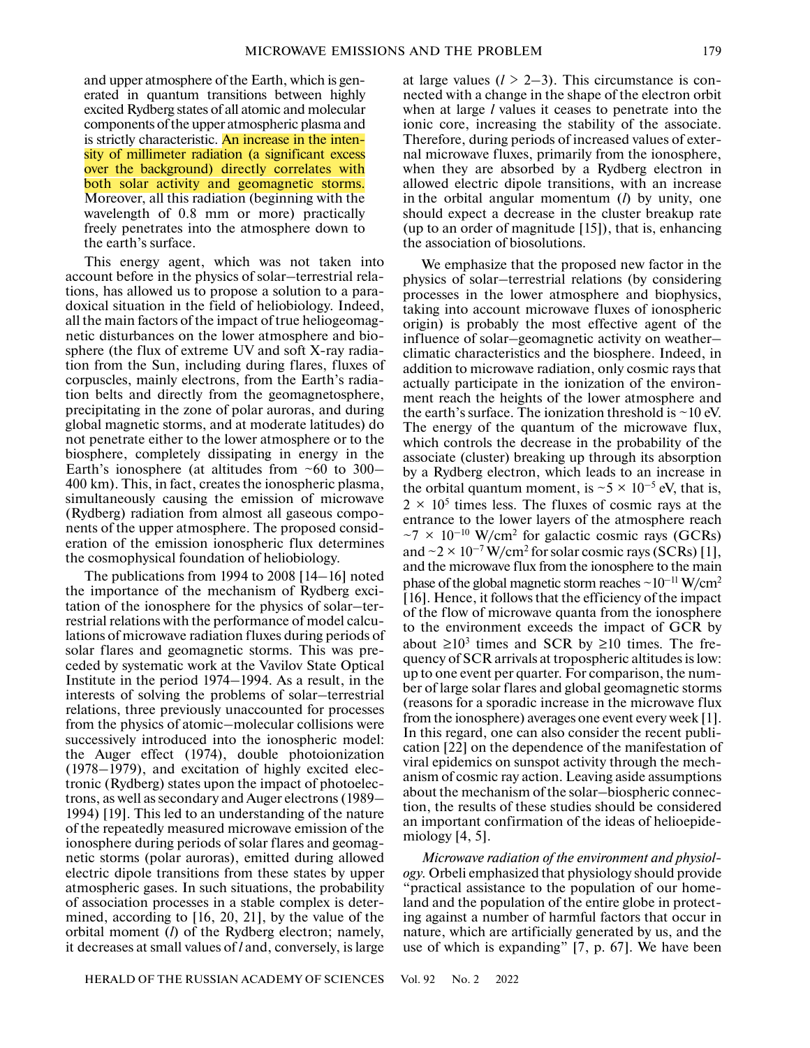and upper atmosphere of the Earth, which is generated in quantum transitions between highly excited Rydberg states of all atomic and molecular components of the upper atmospheric plasma and is strictly characteristic. An increase in the intensity of millimeter radiation (a significant excess over the background) directly correlates with both solar activity and geomagnetic storms. Moreover, all this radiation (beginning with the wavelength of 0.8 mm or more) practically freely penetrates into the atmosphere down to the earth's surface.

This energy agent, which was not taken into account before in the physics of solar–terrestrial relations, has allowed us to propose a solution to a paradoxical situation in the field of heliobiology. Indeed, all the main factors of the impact of true heliogeomagnetic disturbances on the lower atmosphere and biosphere (the flux of extreme UV and soft X-ray radiation from the Sun, including during flares, fluxes of corpuscles, mainly electrons, from the Earth's radiation belts and directly from the geomagnetosphere, precipitating in the zone of polar auroras, and during global magnetic storms, and at moderate latitudes) do not penetrate either to the lower atmosphere or to the biosphere, completely dissipating in energy in the Earth's ionosphere (at altitudes from ~60 to 300–400 km). This, in fact, creates the ionospheric plasma, simultaneously causing the emission of microwave (Rydberg) radiation from almost all gaseous components of the upper atmosphere. The proposed consideration of the emission ionospheric flux determines the cosmophysical foundation of heliobiology.

The publications from 1994 to 2008 [14–16] noted the importance of the mechanism of Rydberg excitation of the ionosphere for the physics of solar–terrestrial relations with the performance of model calculations of microwave radiation fluxes during periods of solar flares and geomagnetic storms. This was preceded by systematic work at the Vavilov State Optical Institute in the period 1974–1994. As a result, in the interests of solving the problems of solar–terrestrial relations, three previously unaccounted for processes from the physics of atomic–molecular collisions were successively introduced into the ionospheric model: the Auger effect (1974), double photoionization (1978–1979), and excitation of highly excited electronic (Rydberg) states upon the impact of photoelectrons, as well as secondary and Auger electrons (1989–1994) [19]. This led to an understanding of the nature of the repeatedly measured microwave emission of the ionosphere during periods of solar flares and geomagnetic storms (polar auroras), emitted during allowed electric dipole transitions from these states by upper atmospheric gases. In such situations, the probability of association processes in a stable complex is determined, according to [16, 20, 21], by the value of the orbital moment ($l$) of the Rydberg electron; namely, it decreases at small values of $l$ and, conversely, is large at large values ($l > 2$–$3$). This circumstance is connected with a change in the shape of the electron orbit when at large $l$ values it ceases to penetrate into the ionic core, increasing the stability of the associate. Therefore, during periods of increased values of external microwave fluxes, primarily from the ionosphere, when they are absorbed by a Rydberg electron in allowed electric dipole transitions, with an increase in the orbital angular momentum ($l$) by unity, one should expect a decrease in the cluster breakup rate (up to an order of magnitude [15]), that is, enhancing the association of biosolutions.

We emphasize that the proposed new factor in the physics of solar–terrestrial relations (by considering processes in the lower atmosphere and biophysics, taking into account microwave fluxes of ionospheric origin) is probably the most effective agent of the influence of solar–geomagnetic activity on weather–climatic characteristics and the biosphere. Indeed, in addition to microwave radiation, only cosmic rays that actually participate in the ionization of the environment reach the heights of the lower atmosphere and the earth's surface. The ionization threshold is ~10 eV. The energy of the quantum of the microwave flux, which controls the decrease in the probability of the associate (cluster) breaking up through its absorption by a Rydberg electron, which leads to an increase in the orbital quantum moment, is $\sim 5 \times 10^{-5}$ eV, that is, $2 \times 10^5$ times less. The fluxes of cosmic rays at the entrance to the lower layers of the atmosphere reach $\sim 7 \times 10^{-10}$ W/cm$^2$ for galactic cosmic rays (GCRs) and $\sim 2 \times 10^{-7}$ W/cm$^2$ for solar cosmic rays (SCRs) [1], and the microwave flux from the ionosphere to the main phase of the global magnetic storm reaches $\sim 10^{-11}$ W/cm$^2$ [16]. Hence, it follows that the efficiency of the impact of the flow of microwave quanta from the ionosphere to the environment exceeds the impact of GCR by about $\geq 10^3$ times and SCR by $\geq 10$ times. The frequency of SCR arrivals at tropospheric altitudes is low: up to one event per quarter. For comparison, the number of large solar flares and global geomagnetic storms (reasons for a sporadic increase in the microwave flux from the ionosphere) averages one event every week [1]. In this regard, one can also consider the recent publication [22] on the dependence of the manifestation of viral epidemics on sunspot activity through the mechanism of cosmic ray action. Leaving aside assumptions about the mechanism of the solar–biospheric connection, the results of these studies should be considered an important confirmation of the ideas of helioepidemiology [4, 5].

*Microwave radiation of the environment and physiology.* Orbeli emphasized that physiology should provide "practical assistance to the population of our homeland and the population of the entire globe in protecting against a number of harmful factors that occur in nature, which are artificially generated by us, and the use of which is expanding" [7, p. 67]. We have been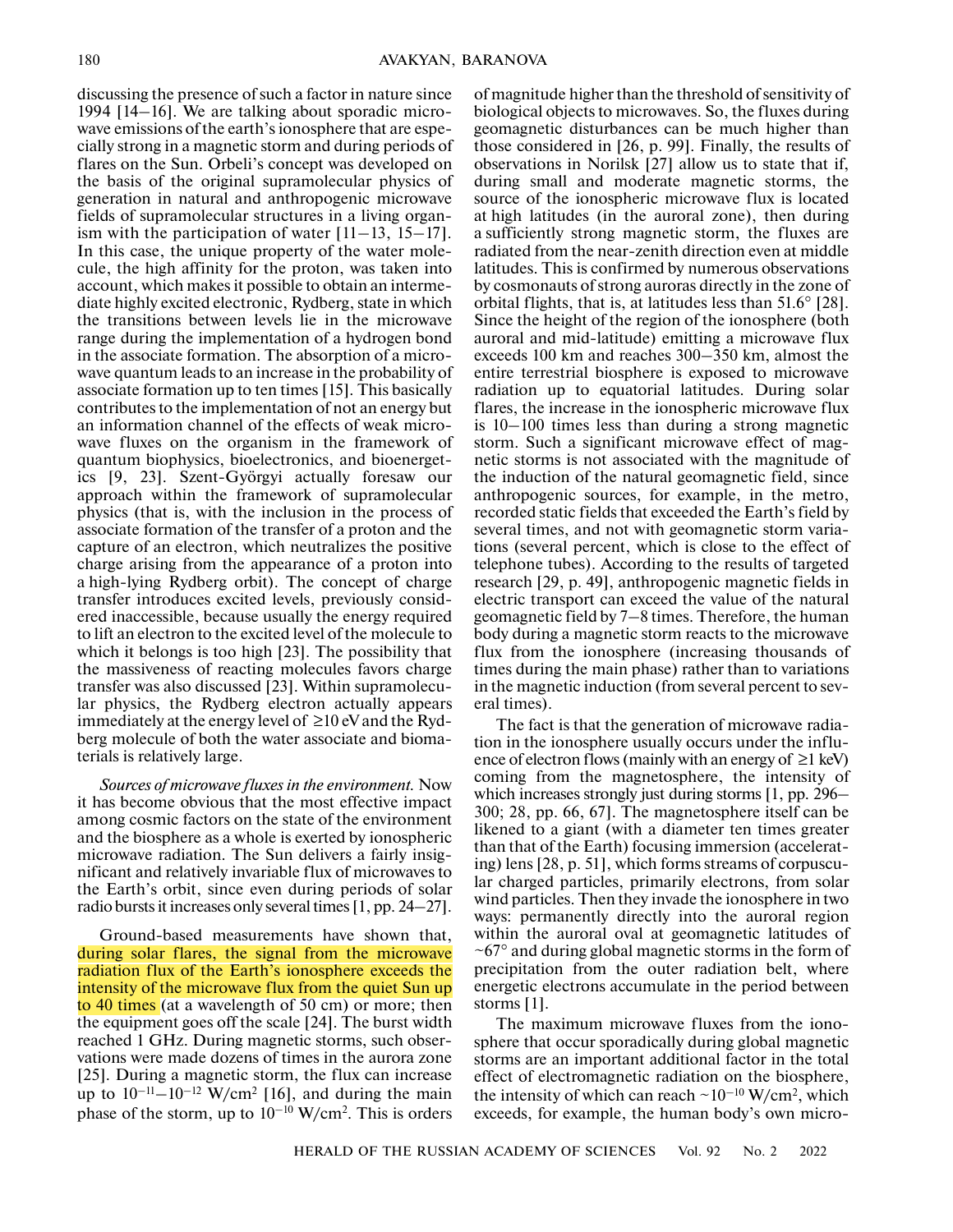discussing the presence of such a factor in nature since 1994 [14–16]. We are talking about sporadic microwave emissions of the earth's ionosphere that are especially strong in a magnetic storm and during periods of flares on the Sun. Orbeli's concept was developed on the basis of the original supramolecular physics of generation in natural and anthropogenic microwave fields of supramolecular structures in a living organism with the participation of water [11–13, 15–17]. In this case, the unique property of the water molecule, the high affinity for the proton, was taken into account, which makes it possible to obtain an intermediate highly excited electronic, Rydberg, state in which the transitions between levels lie in the microwave range during the implementation of a hydrogen bond in the associate formation. The absorption of a microwave quantum leads to an increase in the probability of associate formation up to ten times [15]. This basically contributes to the implementation of not an energy but an information channel of the effects of weak microwave fluxes on the organism in the framework of quantum biophysics, bioelectronics, and bioenergetics [9, 23]. Szent-Györgyi actually foresaw our approach within the framework of supramolecular physics (that is, with the inclusion in the process of associate formation of the transfer of a proton and the capture of an electron, which neutralizes the positive charge arising from the appearance of a proton into a high-lying Rydberg orbit). The concept of charge transfer introduces excited levels, previously considered inaccessible, because usually the energy required to lift an electron to the excited level of the molecule to which it belongs is too high [23]. The possibility that the massiveness of reacting molecules favors charge transfer was also discussed [23]. Within supramolecular physics, the Rydberg electron actually appears immediately at the energy level of ≥10 eV and the Rydberg molecule of both the water associate and biomaterials is relatively large.

*Sources of microwave fluxes in the environment.* Now it has become obvious that the most effective impact among cosmic factors on the state of the environment and the biosphere as a whole is exerted by ionospheric microwave radiation. The Sun delivers a fairly insignificant and relatively invariable flux of microwaves to the Earth's orbit, since even during periods of solar radio bursts it increases only several times [1, pp. 24–27].

Ground-based measurements have shown that, during solar flares, the signal from the microwave radiation flux of the Earth's ionosphere exceeds the intensity of the microwave flux from the quiet Sun up to 40 times (at a wavelength of 50 cm) or more; then the equipment goes off the scale [24]. The burst width reached 1 GHz. During magnetic storms, such observations were made dozens of times in the aurora zone [25]. During a magnetic storm, the flux can increase up to $10^{-11}$–$10^{-12}$ W/cm$^2$ [16], and during the main phase of the storm, up to $10^{-10}$ W/cm$^2$. This is orders of magnitude higher than the threshold of sensitivity of biological objects to microwaves. So, the fluxes during geomagnetic disturbances can be much higher than those considered in [26, p. 99]. Finally, the results of observations in Norilsk [27] allow us to state that if, during small and moderate magnetic storms, the source of the ionospheric microwave flux is located at high latitudes (in the auroral zone), then during a sufficiently strong magnetic storm, the fluxes are radiated from the near-zenith direction even at middle latitudes. This is confirmed by numerous observations by cosmonauts of strong auroras directly in the zone of orbital flights, that is, at latitudes less than 51.6° [28]. Since the height of the region of the ionosphere (both auroral and mid-latitude) emitting a microwave flux exceeds 100 km and reaches 300–350 km, almost the entire terrestrial biosphere is exposed to microwave radiation up to equatorial latitudes. During solar flares, the increase in the ionospheric microwave flux is 10–100 times less than during a strong magnetic storm. Such a significant microwave effect of magnetic storms is not associated with the magnitude of the induction of the natural geomagnetic field, since anthropogenic sources, for example, in the metro, recorded static fields that exceeded the Earth's field by several times, and not with geomagnetic storm variations (several percent, which is close to the effect of telephone tubes). According to the results of targeted research [29, p. 49], anthropogenic magnetic fields in electric transport can exceed the value of the natural geomagnetic field by 7–8 times. Therefore, the human body during a magnetic storm reacts to the microwave flux from the ionosphere (increasing thousands of times during the main phase) rather than to variations in the magnetic induction (from several percent to several times).

The fact is that the generation of microwave radiation in the ionosphere usually occurs under the influence of electron flows (mainly with an energy of ≥1 keV) coming from the magnetosphere, the intensity of which increases strongly just during storms [1, pp. 296–300; 28, pp. 66, 67]. The magnetosphere itself can be likened to a giant (with a diameter ten times greater than that of the Earth) focusing immersion (accelerating) lens [28, p. 51], which forms streams of corpuscular charged particles, primarily electrons, from solar wind particles. Then they invade the ionosphere in two ways: permanently directly into the auroral region within the auroral oval at geomagnetic latitudes of ~67° and during global magnetic storms in the form of precipitation from the outer radiation belt, where energetic electrons accumulate in the period between storms [1].

The maximum microwave fluxes from the ionosphere that occur sporadically during global magnetic storms are an important additional factor in the total effect of electromagnetic radiation on the biosphere, the intensity of which can reach ~$10^{-10}$ W/cm$^2$, which exceeds, for example, the human body's own micro-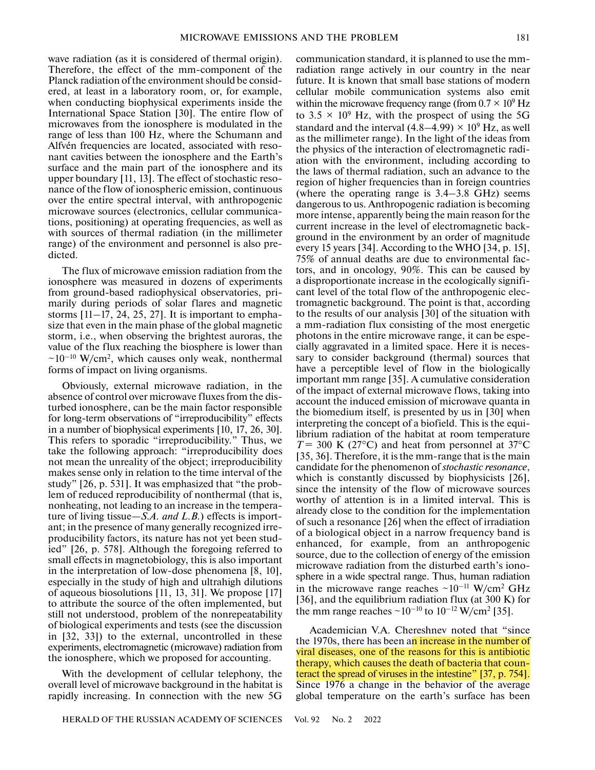wave radiation (as it is considered of thermal origin). Therefore, the effect of the mm-component of the Planck radiation of the environment should be considered, at least in a laboratory room, or, for example, when conducting biophysical experiments inside the International Space Station [30]. The entire flow of microwaves from the ionosphere is modulated in the range of less than 100 Hz, where the Schumann and Alfvén frequencies are located, associated with resonant cavities between the ionosphere and the Earth's surface and the main part of the ionosphere and its upper boundary [11, 13]. The effect of stochastic resonance of the flow of ionospheric emission, continuous over the entire spectral interval, with anthropogenic microwave sources (electronics, cellular communications, positioning) at operating frequencies, as well as with sources of thermal radiation (in the millimeter range) of the environment and personnel is also predicted.

The flux of microwave emission radiation from the ionosphere was measured in dozens of experiments from ground-based radiophysical observatories, primarily during periods of solar flares and magnetic storms [11–17, 24, 25, 27]. It is important to emphasize that even in the main phase of the global magnetic storm, i.e., when observing the brightest auroras, the value of the flux reaching the biosphere is lower than $\sim 10^{-10}$ W/cm$^2$, which causes only weak, nonthermal forms of impact on living organisms.

Obviously, external microwave radiation, in the absence of control over microwave fluxes from the disturbed ionosphere, can be the main factor responsible for long-term observations of "irreproducibility" effects in a number of biophysical experiments [10, 17, 26, 30]. This refers to sporadic "irreproducibility." Thus, we take the following approach: "irreproducibility does not mean the unreality of the object; irreproducibility makes sense only in relation to the time interval of the study" [26, p. 531]. It was emphasized that "the problem of reduced reproducibility of nonthermal (that is, nonheating, not leading to an increase in the temperature of living tissue—*S.A. and L.B.*) effects is important; in the presence of many generally recognized irreproducibility factors, its nature has not yet been studied" [26, p. 578]. Although the foregoing referred to small effects in magnetobiology, this is also important in the interpretation of low-dose phenomena [8, 10], especially in the study of high and ultrahigh dilutions of aqueous biosolutions [11, 13, 31]. We propose [17] to attribute the source of the often implemented, but still not understood, problem of the nonrepeatability of biological experiments and tests (see the discussion in [32, 33]) to the external, uncontrolled in these experiments, electromagnetic (microwave) radiation from the ionosphere, which we proposed for accounting.

With the development of cellular telephony, the overall level of microwave background in the habitat is rapidly increasing. In connection with the new 5G communication standard, it is planned to use the mm-radiation range actively in our country in the near future. It is known that small base stations of modern cellular mobile communication systems also emit within the microwave frequency range (from $0.7 \times 10^9$ Hz to $3.5 \times 10^9$ Hz, with the prospect of using the 5G standard and the interval $(4.8–4.99) \times 10^9$ Hz, as well as the millimeter range). In the light of the ideas from the physics of the interaction of electromagnetic radiation with the environment, including according to the laws of thermal radiation, such an advance to the region of higher frequencies than in foreign countries (where the operating range is 3.4–3.8 GHz) seems dangerous to us. Anthropogenic radiation is becoming more intense, apparently being the main reason for the current increase in the level of electromagnetic background in the environment by an order of magnitude every 15 years [34]. According to the WHO [34, p. 15], 75% of annual deaths are due to environmental factors, and in oncology, 90%. This can be caused by a disproportionate increase in the ecologically significant level of the total flow of the anthropogenic electromagnetic background. The point is that, according to the results of our analysis [30] of the situation with a mm-radiation flux consisting of the most energetic photons in the entire microwave range, it can be especially aggravated in a limited space. Here it is necessary to consider background (thermal) sources that have a perceptible level of flow in the biologically important mm range [35]. A cumulative consideration of the impact of external microwave flows, taking into account the induced emission of microwave quanta in the biomedium itself, is presented by us in [30] when interpreting the concept of a biofield. This is the equilibrium radiation of the habitat at room temperature $T = 300$ K (27°C) and heat from personnel at 37°C [35, 36]. Therefore, it is the mm-range that is the main candidate for the phenomenon of *stochastic resonance*, which is constantly discussed by biophysicists [26], since the intensity of the flow of microwave sources worthy of attention is in a limited interval. This is already close to the condition for the implementation of such a resonance [26] when the effect of irradiation of a biological object in a narrow frequency band is enhanced, for example, from an anthropogenic source, due to the collection of energy of the emission microwave radiation from the disturbed earth's ionosphere in a wide spectral range. Thus, human radiation in the microwave range reaches $\sim 10^{-11}$ W/cm$^2$ GHz [36], and the equilibrium radiation flux (at 300 K) for the mm range reaches $\sim 10^{-10}$ to $10^{-12}$ W/cm$^2$ [35].

Academician V.A. Chereshnev noted that "since the 1970s, there has been an increase in the number of viral diseases, one of the reasons for this is antibiotic therapy, which causes the death of bacteria that counteract the spread of viruses in the intestine" [37, p. 754]. Since 1976 a change in the behavior of the average global temperature on the earth's surface has been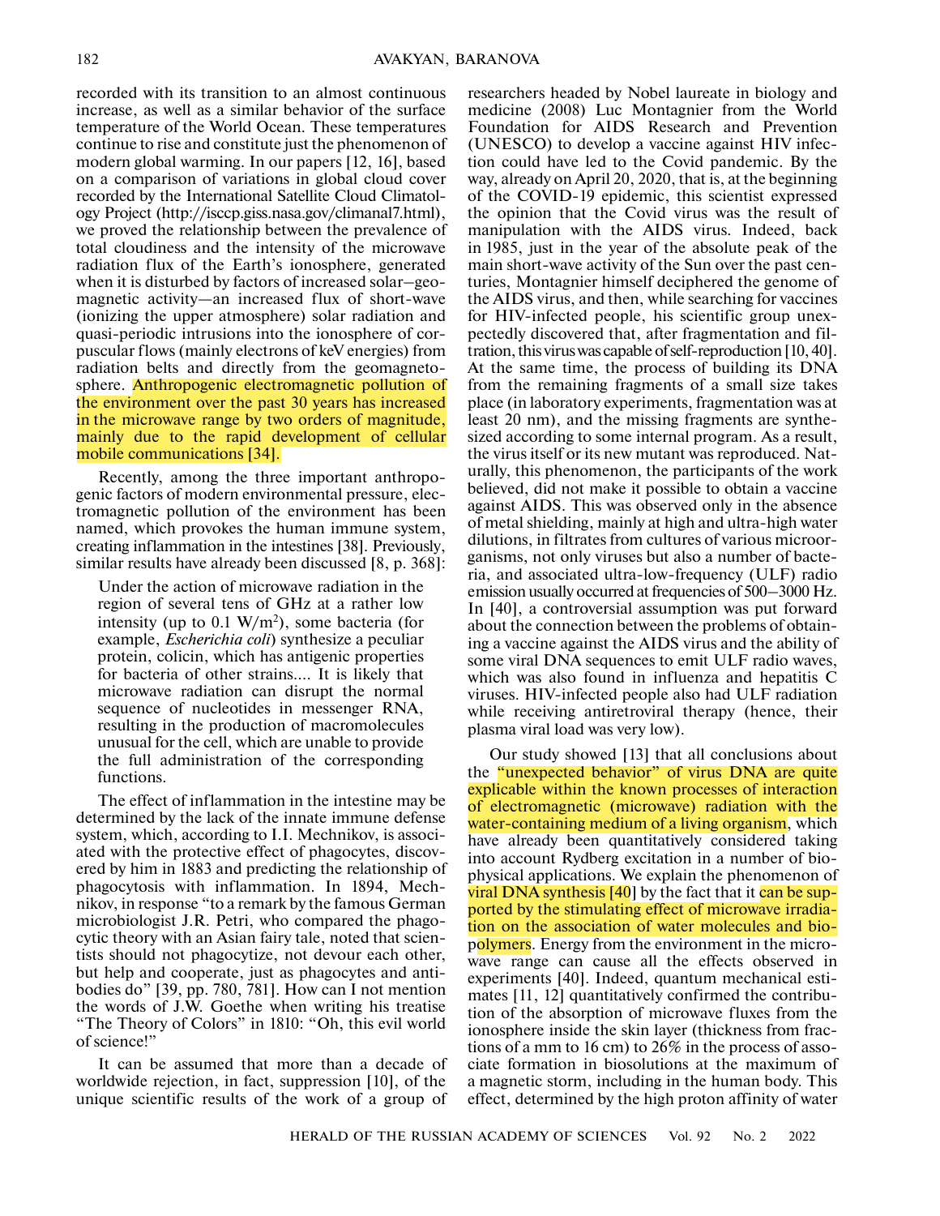recorded with its transition to an almost continuous increase, as well as a similar behavior of the surface temperature of the World Ocean. These temperatures continue to rise and constitute just the phenomenon of modern global warming. In our papers [12, 16], based on a comparison of variations in global cloud cover recorded by the International Satellite Cloud Climatology Project (http://isccp.giss.nasa.gov/climanal7.html), we proved the relationship between the prevalence of total cloudiness and the intensity of the microwave radiation flux of the Earth's ionosphere, generated when it is disturbed by factors of increased solar–geomagnetic activity—an increased flux of short-wave (ionizing the upper atmosphere) solar radiation and quasi-periodic intrusions into the ionosphere of corpuscular flows (mainly electrons of keV energies) from radiation belts and directly from the geomagnetosphere. Anthropogenic electromagnetic pollution of the environment over the past 30 years has increased in the microwave range by two orders of magnitude, mainly due to the rapid development of cellular mobile communications [34].

Recently, among the three important anthropogenic factors of modern environmental pressure, electromagnetic pollution of the environment has been named, which provokes the human immune system, creating inflammation in the intestines [38]. Previously, similar results have already been discussed [8, p. 368]:

> Under the action of microwave radiation in the region of several tens of GHz at a rather low intensity (up to 0.1 $W/m^2$), some bacteria (for example, *Escherichia coli*) synthesize a peculiar protein, colicin, which has antigenic properties for bacteria of other strains.... It is likely that microwave radiation can disrupt the normal sequence of nucleotides in messenger RNA, resulting in the production of macromolecules unusual for the cell, which are unable to provide the full administration of the corresponding functions.

The effect of inflammation in the intestine may be determined by the lack of the innate immune defense system, which, according to I.I. Mechnikov, is associated with the protective effect of phagocytes, discovered by him in 1883 and predicting the relationship of phagocytosis with inflammation. In 1894, Mechnikov, in response "to a remark by the famous German microbiologist J.R. Petri, who compared the phagocytic theory with an Asian fairy tale, noted that scientists should not phagocytize, not devour each other, but help and cooperate, just as phagocytes and antibodies do" [39, pp. 780, 781]. How can I not mention the words of J.W. Goethe when writing his treatise "The Theory of Colors" in 1810: "Oh, this evil world of science!"

It can be assumed that more than a decade of worldwide rejection, in fact, suppression [10], of the unique scientific results of the work of a group of researchers headed by Nobel laureate in biology and medicine (2008) Luc Montagnier from the World Foundation for AIDS Research and Prevention (UNESCO) to develop a vaccine against HIV infection could have led to the Covid pandemic. By the way, already on April 20, 2020, that is, at the beginning of the COVID-19 epidemic, this scientist expressed the opinion that the Covid virus was the result of manipulation with the AIDS virus. Indeed, back in 1985, just in the year of the absolute peak of the main short-wave activity of the Sun over the past centuries, Montagnier himself deciphered the genome of the AIDS virus, and then, while searching for vaccines for HIV-infected people, his scientific group unexpectedly discovered that, after fragmentation and filtration, this virus was capable of self-reproduction [10, 40]. At the same time, the process of building its DNA from the remaining fragments of a small size takes place (in laboratory experiments, fragmentation was at least 20 nm), and the missing fragments are synthesized according to some internal program. As a result, the virus itself or its new mutant was reproduced. Naturally, this phenomenon, the participants of the work believed, did not make it possible to obtain a vaccine against AIDS. This was observed only in the absence of metal shielding, mainly at high and ultra-high water dilutions, in filtrates from cultures of various microorganisms, not only viruses but also a number of bacteria, and associated ultra-low-frequency (ULF) radio emission usually occurred at frequencies of 500–3000 Hz. In [40], a controversial assumption was put forward about the connection between the problems of obtaining a vaccine against the AIDS virus and the ability of some viral DNA sequences to emit ULF radio waves, which was also found in influenza and hepatitis C viruses. HIV-infected people also had ULF radiation while receiving antiretroviral therapy (hence, their plasma viral load was very low).

Our study showed [13] that all conclusions about the "unexpected behavior" of virus DNA are quite explicable within the known processes of interaction of electromagnetic (microwave) radiation with the water-containing medium of a living organism, which have already been quantitatively considered taking into account Rydberg excitation in a number of biophysical applications. We explain the phenomenon of viral DNA synthesis [40] by the fact that it can be supported by the stimulating effect of microwave irradiation on the association of water molecules and biopolymers. Energy from the environment in the microwave range can cause all the effects observed in experiments [40]. Indeed, quantum mechanical estimates [11, 12] quantitatively confirmed the contribution of the absorption of microwave fluxes from the ionosphere inside the skin layer (thickness from fractions of a mm to 16 cm) to 26% in the process of associate formation in biosolutions at the maximum of a magnetic storm, including in the human body. This effect, determined by the high proton affinity of water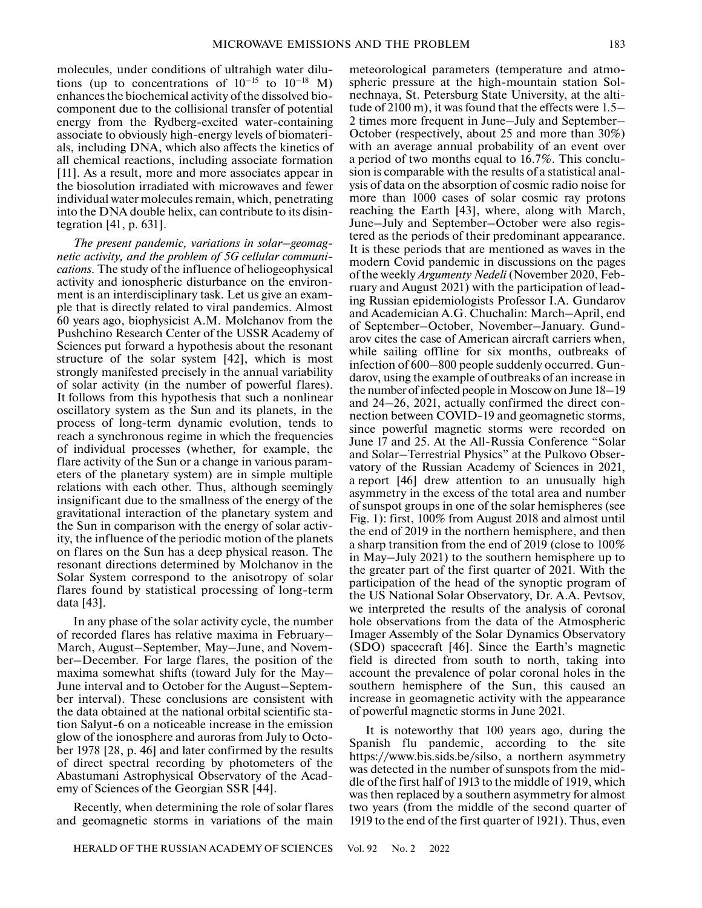molecules, under conditions of ultrahigh water dilutions (up to concentrations of $10^{-15}$ to $10^{-18}$ M) enhances the biochemical activity of the dissolved biocomponent due to the collisional transfer of potential energy from the Rydberg-excited water-containing associate to obviously high-energy levels of biomaterials, including DNA, which also affects the kinetics of all chemical reactions, including associate formation [11]. As a result, more and more associates appear in the biosolution irradiated with microwaves and fewer individual water molecules remain, which, penetrating into the DNA double helix, can contribute to its disintegration [41, p. 631].

*The present pandemic, variations in solar–geomagnetic activity, and the problem of 5G cellular communications.* The study of the influence of heliogeophysical activity and ionospheric disturbance on the environment is an interdisciplinary task. Let us give an example that is directly related to viral pandemics. Almost 60 years ago, biophysicist A.M. Molchanov from the Pushchino Research Center of the USSR Academy of Sciences put forward a hypothesis about the resonant structure of the solar system [42], which is most strongly manifested precisely in the annual variability of solar activity (in the number of powerful flares). It follows from this hypothesis that such a nonlinear oscillatory system as the Sun and its planets, in the process of long-term dynamic evolution, tends to reach a synchronous regime in which the frequencies of individual processes (whether, for example, the flare activity of the Sun or a change in various parameters of the planetary system) are in simple multiple relations with each other. Thus, although seemingly insignificant due to the smallness of the energy of the gravitational interaction of the planetary system and the Sun in comparison with the energy of solar activity, the influence of the periodic motion of the planets on flares on the Sun has a deep physical reason. The resonant directions determined by Molchanov in the Solar System correspond to the anisotropy of solar flares found by statistical processing of long-term data [43].

In any phase of the solar activity cycle, the number of recorded flares has relative maxima in February–March, August–September, May–June, and November–December. For large flares, the position of the maxima somewhat shifts (toward July for the May–June interval and to October for the August–September interval). These conclusions are consistent with the data obtained at the national orbital scientific station Salyut-6 on a noticeable increase in the emission glow of the ionosphere and auroras from July to October 1978 [28, p. 46] and later confirmed by the results of direct spectral recording by photometers of the Abastumani Astrophysical Observatory of the Academy of Sciences of the Georgian SSR [44].

Recently, when determining the role of solar flares and geomagnetic storms in variations of the main meteorological parameters (temperature and atmospheric pressure at the high-mountain station Solnechnaya, St. Petersburg State University, at the altitude of 2100 m), it was found that the effects were 1.5–2 times more frequent in June–July and September–October (respectively, about 25 and more than 30%) with an average annual probability of an event over a period of two months equal to 16.7%. This conclusion is comparable with the results of a statistical analysis of data on the absorption of cosmic radio noise for more than 1000 cases of solar cosmic ray protons reaching the Earth [43], where, along with March, June–July and September–October were also registered as the periods of their predominant appearance. It is these periods that are mentioned as waves in the modern Covid pandemic in discussions on the pages of the weekly *Argumenty Nedeli* (November 2020, February and August 2021) with the participation of leading Russian epidemiologists Professor I.A. Gundarov and Academician A.G. Chuchalin: March–April, end of September–October, November–January. Gundarov cites the case of American aircraft carriers when, while sailing offline for six months, outbreaks of infection of 600–800 people suddenly occurred. Gundarov, using the example of outbreaks of an increase in the number of infected people in Moscow on June 18–19 and 24–26, 2021, actually confirmed the direct connection between COVID-19 and geomagnetic storms, since powerful magnetic storms were recorded on June 17 and 25. At the All-Russia Conference "Solar and Solar–Terrestrial Physics" at the Pulkovo Observatory of the Russian Academy of Sciences in 2021, a report [46] drew attention to an unusually high asymmetry in the excess of the total area and number of sunspot groups in one of the solar hemispheres (see Fig. 1): first, 100% from August 2018 and almost until the end of 2019 in the northern hemisphere, and then a sharp transition from the end of 2019 (close to 100% in May–July 2021) to the southern hemisphere up to the greater part of the first quarter of 2021. With the participation of the head of the synoptic program of the US National Solar Observatory, Dr. A.A. Pevtsov, we interpreted the results of the analysis of coronal hole observations from the data of the Atmospheric Imager Assembly of the Solar Dynamics Observatory (SDO) spacecraft [46]. Since the Earth's magnetic field is directed from south to north, taking into account the prevalence of polar coronal holes in the southern hemisphere of the Sun, this caused an increase in geomagnetic activity with the appearance of powerful magnetic storms in June 2021.

It is noteworthy that 100 years ago, during the Spanish flu pandemic, according to the site https://www.bis.sids.be/silso, a northern asymmetry was detected in the number of sunspots from the middle of the first half of 1913 to the middle of 1919, which was then replaced by a southern asymmetry for almost two years (from the middle of the second quarter of 1919 to the end of the first quarter of 1921). Thus, even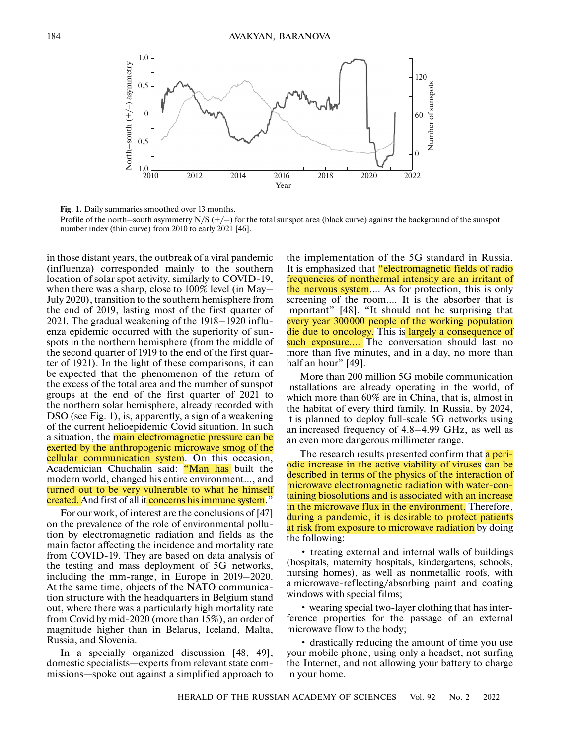**Fig. 1.** Daily summaries smoothed over 13 months.

Profile of the north–south asymmetry N/S (+/–) for the total sunspot area (black curve) against the background of the sunspot number index (thin curve) from 2010 to early 2021 [46].

in those distant years, the outbreak of a viral pandemic (influenza) corresponded mainly to the southern location of solar spot activity, similarly to COVID-19, when there was a sharp, close to 100% level (in May–July 2020), transition to the southern hemisphere from the end of 2019, lasting most of the first quarter of 2021. The gradual weakening of the 1918–1920 influenza epidemic occurred with the superiority of sunspots in the northern hemisphere (from the middle of the second quarter of 1919 to the end of the first quarter of 1921). In the light of these comparisons, it can be expected that the phenomenon of the return of the excess of the total area and the number of sunspot groups at the end of the first quarter of 2021 to the northern solar hemisphere, already recorded with DSO (see Fig. 1), is, apparently, a sign of a weakening of the current helioepidemic Covid situation. In such a situation, the main electromagnetic pressure can be exerted by the anthropogenic microwave smog of the cellular communication system. On this occasion, Academician Chuchalin said: "Man has built the modern world, changed his entire environment..., and turned out to be very vulnerable to what he himself created. And first of all it concerns his immune system."

For our work, of interest are the conclusions of [47] on the prevalence of the role of environmental pollution by electromagnetic radiation and fields as the main factor affecting the incidence and mortality rate from COVID-19. They are based on data analysis of the testing and mass deployment of 5G networks, including the mm-range, in Europe in 2019–2020. At the same time, objects of the NATO communication structure with the headquarters in Belgium stand out, where there was a particularly high mortality rate from Covid by mid-2020 (more than 15%), an order of magnitude higher than in Belarus, Iceland, Malta, Russia, and Slovenia.

In a specially organized discussion [48, 49], domestic specialists—experts from relevant state commissions—spoke out against a simplified approach to the implementation of the 5G standard in Russia. It is emphasized that "electromagnetic fields of radio frequencies of nonthermal intensity are an irritant of the nervous system.... As for protection, this is only screening of the room.... It is the absorber that is important" [48]. "It should not be surprising that every year 300000 people of the working population die due to oncology. This is largely a consequence of such exposure.... The conversation should last no more than five minutes, and in a day, no more than half an hour" [49].

More than 200 million 5G mobile communication installations are already operating in the world, of which more than 60% are in China, that is, almost in the habitat of every third family. In Russia, by 2024, it is planned to deploy full-scale 5G networks using an increased frequency of 4.8–4.99 GHz, as well as an even more dangerous millimeter range.

The research results presented confirm that a periodic increase in the active viability of viruses can be described in terms of the physics of the interaction of microwave electromagnetic radiation with water-containing biosolutions and is associated with an increase in the microwave flux in the environment. Therefore, during a pandemic, it is desirable to protect patients at risk from exposure to microwave radiation by doing the following:

- treating external and internal walls of buildings (hospitals, maternity hospitals, kindergartens, schools, nursing homes), as well as nonmetallic roofs, with a microwave-reflecting/absorbing paint and coating windows with special films;
- wearing special two-layer clothing that has interference properties for the passage of an external microwave flow to the body;
- drastically reducing the amount of time you use your mobile phone, using only a headset, not surfing the Internet, and not allowing your battery to charge in your home.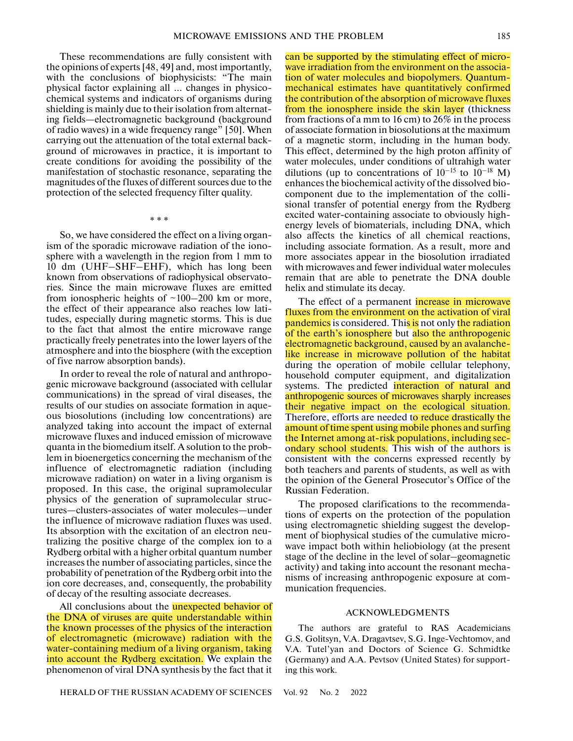These recommendations are fully consistent with the opinions of experts [48, 49] and, most importantly, with the conclusions of biophysicists: "The main physical factor explaining all ... changes in physicochemical systems and indicators of organisms during shielding is mainly due to their isolation from alternating fields—electromagnetic background (background of radio waves) in a wide frequency range" [50]. When carrying out the attenuation of the total external background of microwaves in practice, it is important to create conditions for avoiding the possibility of the manifestation of stochastic resonance, separating the magnitudes of the fluxes of different sources due to the protection of the selected frequency filter quality.

\* \* \*

So, we have considered the effect on a living organism of the sporadic microwave radiation of the ionosphere with a wavelength in the region from 1 mm to 10 dm (UHF–SHF–EHF), which has long been known from observations of radiophysical observatories. Since the main microwave fluxes are emitted from ionospheric heights of ~100–200 km or more, the effect of their appearance also reaches low latitudes, especially during magnetic storms. This is due to the fact that almost the entire microwave range practically freely penetrates into the lower layers of the atmosphere and into the biosphere (with the exception of five narrow absorption bands).

In order to reveal the role of natural and anthropogenic microwave background (associated with cellular communications) in the spread of viral diseases, the results of our studies on associate formation in aqueous biosolutions (including low concentrations) are analyzed taking into account the impact of external microwave fluxes and induced emission of microwave quanta in the biomedium itself. A solution to the problem in bioenergetics concerning the mechanism of the influence of electromagnetic radiation (including microwave radiation) on water in a living organism is proposed. In this case, the original supramolecular physics of the generation of supramolecular structures—clusters-associates of water molecules—under the influence of microwave radiation fluxes was used. Its absorption with the excitation of an electron neutralizing the positive charge of the complex ion to a Rydberg orbital with a higher orbital quantum number increases the number of associating particles, since the probability of penetration of the Rydberg orbit into the ion core decreases, and, consequently, the probability of decay of the resulting associate decreases.

All conclusions about the unexpected behavior of the DNA of viruses are quite understandable within the known processes of the physics of the interaction of electromagnetic (microwave) radiation with the water-containing medium of a living organism, taking into account the Rydberg excitation. We explain the phenomenon of viral DNA synthesis by the fact that it can be supported by the stimulating effect of microwave irradiation from the environment on the association of water molecules and biopolymers. Quantum-mechanical estimates have quantitatively confirmed the contribution of the absorption of microwave fluxes from the ionosphere inside the skin layer (thickness from fractions of a mm to 16 cm) to 26% in the process of associate formation in biosolutions at the maximum of a magnetic storm, including in the human body. This effect, determined by the high proton affinity of water molecules, under conditions of ultrahigh water dilutions (up to concentrations of $10^{-15}$ to $10^{-18}$ M) enhances the biochemical activity of the dissolved biocomponent due to the implementation of the collisional transfer of potential energy from the Rydberg excited water-containing associate to obviously high-energy levels of biomaterials, including DNA, which also affects the kinetics of all chemical reactions, including associate formation. As a result, more and more associates appear in the biosolution irradiated with microwaves and fewer individual water molecules remain that are able to penetrate the DNA double helix and stimulate its decay.

The effect of a permanent increase in microwave fluxes from the environment on the activation of viral pandemics is considered. This is not only the radiation of the earth's ionosphere but also the anthropogenic electromagnetic background, caused by an avalanche-like increase in microwave pollution of the habitat during the operation of mobile cellular telephony, household computer equipment, and digitalization systems. The predicted interaction of natural and anthropogenic sources of microwaves sharply increases their negative impact on the ecological situation. Therefore, efforts are needed to reduce drastically the amount of time spent using mobile phones and surfing the Internet among at-risk populations, including secondary school students. This wish of the authors is consistent with the concerns expressed recently by both teachers and parents of students, as well as with the opinion of the General Prosecutor's Office of the Russian Federation.

The proposed clarifications to the recommendations of experts on the protection of the population using electromagnetic shielding suggest the development of biophysical studies of the cumulative microwave impact both within heliobiology (at the present stage of the decline in the level of solar–geomagnetic activity) and taking into account the resonant mechanisms of increasing anthropogenic exposure at communication frequencies.

## ACKNOWLEDGMENTS

The authors are grateful to RAS Academicians G.S. Golitsyn, V.A. Dragavtsev, S.G. Inge-Vechtomov, and V.A. Tutel'yan and Doctors of Science G. Schmidtke (Germany) and A.A. Pevtsov (United States) for supporting this work.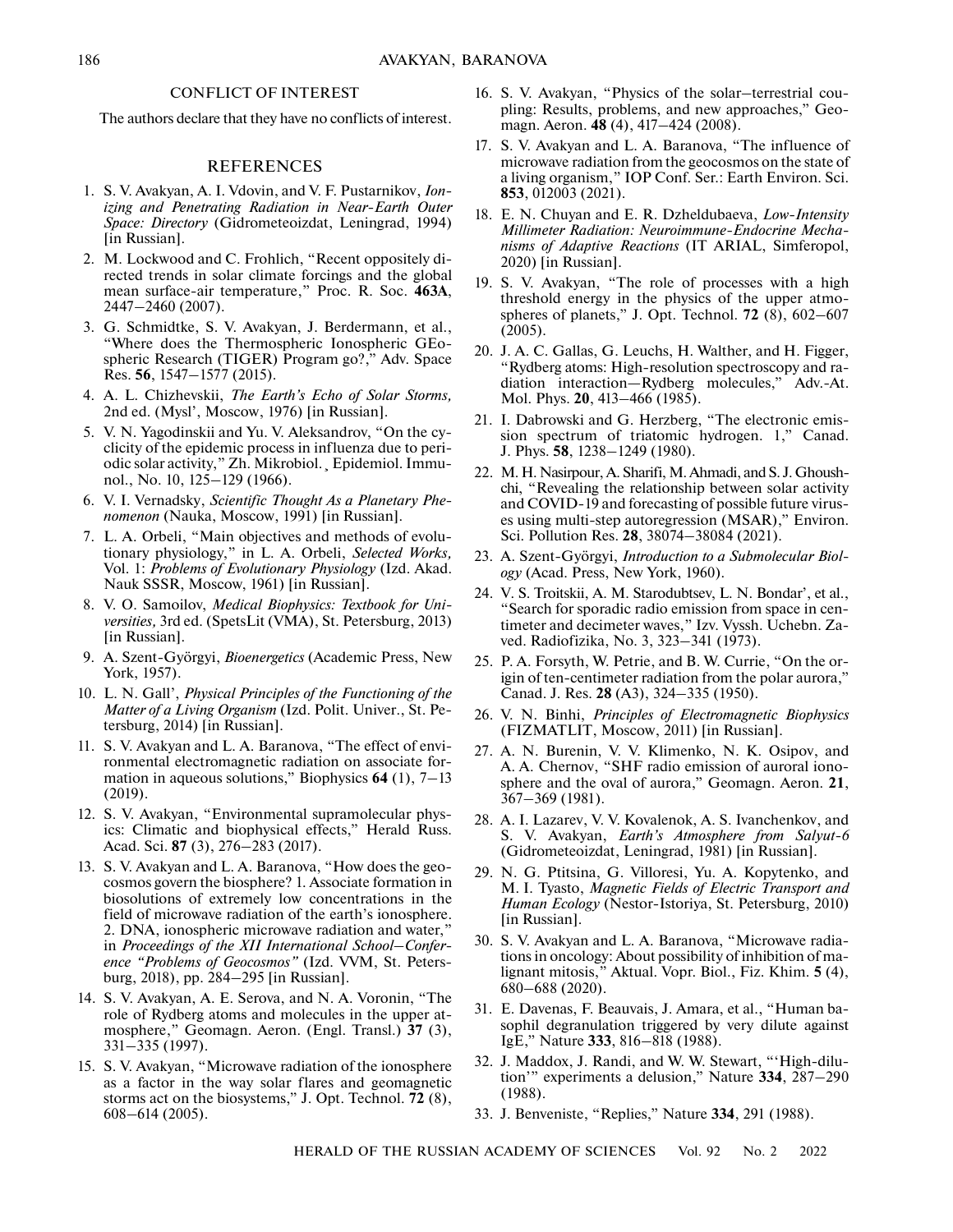## CONFLICT OF INTEREST

The authors declare that they have no conflicts of interest.

## REFERENCES

1. S. V. Avakyan, A. I. Vdovin, and V. F. Pustarnikov, *Ionizing and Penetrating Radiation in Near-Earth Outer Space: Directory* (Gidrometeoizdat, Leningrad, 1994) [in Russian].
2. M. Lockwood and C. Frohlich, "Recent oppositely directed trends in solar climate forcings and the global mean surface-air temperature," Proc. R. Soc. **463A**, 2447–2460 (2007).
3. G. Schmidtke, S. V. Avakyan, J. Berdermann, et al., "Where does the Thermospheric Ionospheric GEospheric Research (TIGER) Program go?," Adv. Space Res. **56**, 1547–1577 (2015).
4. A. L. Chizhevskii, *The Earth's Echo of Solar Storms,* 2nd ed. (Mysl', Moscow, 1976) [in Russian].
5. V. N. Yagodinskii and Yu. V. Aleksandrov, "On the cyclicity of the epidemic process in influenza due to periodic solar activity," Zh. Mikrobiol.¸ Epidemiol. Immunol., No. 10, 125–129 (1966).
6. V. I. Vernadsky, *Scientific Thought As a Planetary Phenomenon* (Nauka, Moscow, 1991) [in Russian].
7. L. A. Orbeli, "Main objectives and methods of evolutionary physiology," in L. A. Orbeli, *Selected Works,* Vol. 1: *Problems of Evolutionary Physiology* (Izd. Akad. Nauk SSSR, Moscow, 1961) [in Russian].
8. V. O. Samoilov, *Medical Biophysics: Textbook for Universities,* 3rd ed. (SpetsLit (VMA), St. Petersburg, 2013) [in Russian].
9. A. Szent-Györgyi, *Bioenergetics* (Academic Press, New York, 1957).
10. L. N. Gall', *Physical Principles of the Functioning of the Matter of a Living Organism* (Izd. Polit. Univer., St. Petersburg, 2014) [in Russian].
11. S. V. Avakyan and L. A. Baranova, "The effect of environmental electromagnetic radiation on associate formation in aqueous solutions," Biophysics **64** (1), 7–13 (2019).
12. S. V. Avakyan, "Environmental supramolecular physics: Climatic and biophysical effects," Herald Russ. Acad. Sci. **87** (3), 276–283 (2017).
13. S. V. Avakyan and L. A. Baranova, "How does the geocosmos govern the biosphere? 1. Associate formation in biosolutions of extremely low concentrations in the field of microwave radiation of the earth's ionosphere. 2. DNA, ionospheric microwave radiation and water," in *Proceedings of the XII International School–Conference "Problems of Geocosmos"* (Izd. VVM, St. Petersburg, 2018), pp. 284–295 [in Russian].
14. S. V. Avakyan, A. E. Serova, and N. A. Voronin, "The role of Rydberg atoms and molecules in the upper atmosphere," Geomagn. Aeron. (Engl. Transl.) **37** (3), 331–335 (1997).
15. S. V. Avakyan, "Microwave radiation of the ionosphere as a factor in the way solar flares and geomagnetic storms act on the biosystems," J. Opt. Technol. **72** (8), 608–614 (2005).
16. S. V. Avakyan, "Physics of the solar–terrestrial coupling: Results, problems, and new approaches," Geomagn. Aeron. **48** (4), 417–424 (2008).
17. S. V. Avakyan and L. A. Baranova, "The influence of microwave radiation from the geocosmos on the state of a living organism," IOP Conf. Ser.: Earth Environ. Sci. **853**, 012003 (2021).
18. E. N. Chuyan and E. R. Dzheldubaeva, *Low-Intensity Millimeter Radiation: Neuroimmune-Endocrine Mechanisms of Adaptive Reactions* (IT ARIAL, Simferopol, 2020) [in Russian].
19. S. V. Avakyan, "The role of processes with a high threshold energy in the physics of the upper atmospheres of planets," J. Opt. Technol. **72** (8), 602–607 (2005).
20. J. A. C. Gallas, G. Leuchs, H. Walther, and H. Figger, "Rydberg atoms: High-resolution spectroscopy and radiation interaction—Rydberg molecules," Adv.-At. Mol. Phys. **20**, 413–466 (1985).
21. I. Dabrowski and G. Herzberg, "The electronic emission spectrum of triatomic hydrogen. 1," Canad. J. Phys. **58**, 1238–1249 (1980).
22. M. H. Nasirpour, A. Sharifi, M. Ahmadi, and S. J. Ghoushchi, "Revealing the relationship between solar activity and COVID-19 and forecasting of possible future viruses using multi-step autoregression (MSAR)," Environ. Sci. Pollution Res. **28**, 38074–38084 (2021).
23. A. Szent-Györgyi, *Introduction to a Submolecular Biology* (Acad. Press, New York, 1960).
24. V. S. Troitskii, A. M. Starodubtsev, L. N. Bondar', et al., "Search for sporadic radio emission from space in centimeter and decimeter waves," Izv. Vyssh. Uchebn. Zaved. Radiofizika, No. 3, 323–341 (1973).
25. P. A. Forsyth, W. Petrie, and B. W. Currie, "On the origin of ten-centimeter radiation from the polar aurora," Canad. J. Res. **28** (A3), 324–335 (1950).
26. V. N. Binhi, *Principles of Electromagnetic Biophysics* (FIZMATLIT, Moscow, 2011) [in Russian].
27. A. N. Burenin, V. V. Klimenko, N. K. Osipov, and A. A. Chernov, "SHF radio emission of auroral ionosphere and the oval of aurora," Geomagn. Aeron. **21**, 367–369 (1981).
28. A. I. Lazarev, V. V. Kovalenok, A. S. Ivanchenkov, and S. V. Avakyan, *Earth's Atmosphere from Salyut-6* (Gidrometeoizdat, Leningrad, 1981) [in Russian].
29. N. G. Ptitsina, G. Villoresi, Yu. A. Kopytenko, and M. I. Tyasto, *Magnetic Fields of Electric Transport and Human Ecology* (Nestor-Istoriya, St. Petersburg, 2010) [in Russian].
30. S. V. Avakyan and L. A. Baranova, "Microwave radiations in oncology: About possibility of inhibition of malignant mitosis," Aktual. Vopr. Biol., Fiz. Khim. **5** (4), 680–688 (2020).
31. E. Davenas, F. Beauvais, J. Amara, et al., "Human basophil degranulation triggered by very dilute against IgE," Nature **333**, 816–818 (1988).
32. J. Maddox, J. Randi, and W. W. Stewart, "'High-dilution'" experiments a delusion," Nature **334**, 287–290 (1988).
33. J. Benveniste, "Replies," Nature **334**, 291 (1988).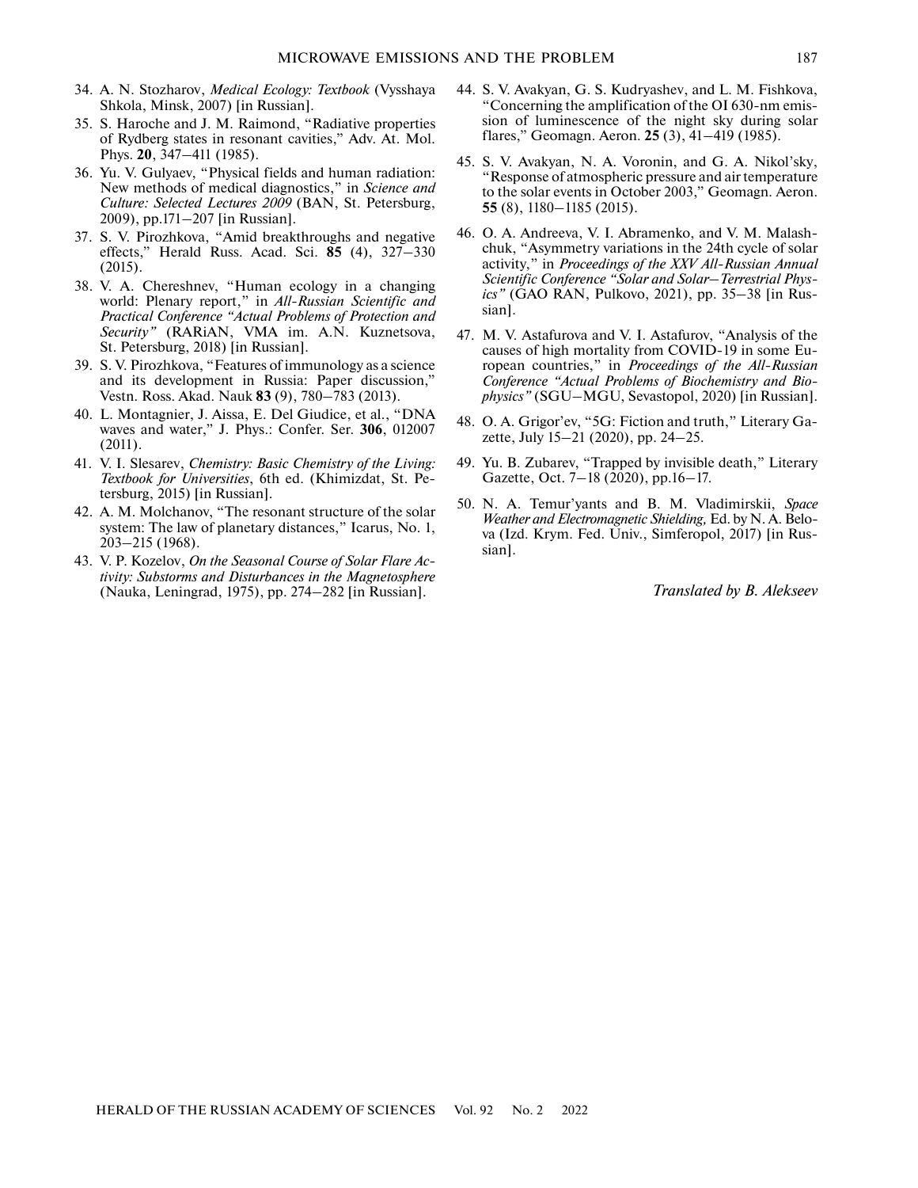34. A. N. Stozharov, *Medical Ecology: Textbook* (Vysshaya Shkola, Minsk, 2007) [in Russian].
35. S. Haroche and J. M. Raimond, "Radiative properties of Rydberg states in resonant cavities," Adv. At. Mol. Phys. **20**, 347–411 (1985).
36. Yu. V. Gulyaev, "Physical fields and human radiation: New methods of medical diagnostics," in *Science and Culture: Selected Lectures 2009* (BAN, St. Petersburg, 2009), pp.171–207 [in Russian].
37. S. V. Pirozhkova, "Amid breakthroughs and negative effects," Herald Russ. Acad. Sci. **85** (4), 327–330 (2015).
38. V. A. Chereshnev, "Human ecology in a changing world: Plenary report," in *All-Russian Scientific and Practical Conference "Actual Problems of Protection and Security"* (RARiAN, VMA im. A.N. Kuznetsova, St. Petersburg, 2018) [in Russian].
39. S. V. Pirozhkova, "Features of immunology as a science and its development in Russia: Paper discussion," Vestn. Ross. Akad. Nauk **83** (9), 780–783 (2013).
40. L. Montagnier, J. Aissa, E. Del Giudice, et al., "DNA waves and water," J. Phys.: Confer. Ser. **306**, 012007 (2011).
41. V. I. Slesarev, *Chemistry: Basic Chemistry of the Living: Textbook for Universities*, 6th ed. (Khimizdat, St. Petersburg, 2015) [in Russian].
42. A. M. Molchanov, "The resonant structure of the solar system: The law of planetary distances," Icarus, No. 1, 203–215 (1968).
43. V. P. Kozelov, *On the Seasonal Course of Solar Flare Activity: Substorms and Disturbances in the Magnetosphere* (Nauka, Leningrad, 1975), pp. 274–282 [in Russian].
44. S. V. Avakyan, G. S. Kudryashev, and L. M. Fishkova, "Concerning the amplification of the OI 630-nm emission of luminescence of the night sky during solar flares," Geomagn. Aeron. **25** (3), 41–419 (1985).
45. S. V. Avakyan, N. A. Voronin, and G. A. Nikol'sky, "Response of atmospheric pressure and air temperature to the solar events in October 2003," Geomagn. Aeron. **55** (8), 1180–1185 (2015).
46. O. A. Andreeva, V. I. Abramenko, and V. M. Malashchuk, "Asymmetry variations in the 24th cycle of solar activity," in *Proceedings of the XXV All-Russian Annual Scientific Conference "Solar and Solar–Terrestrial Physics"* (GAO RAN, Pulkovo, 2021), pp. 35–38 [in Russian].
47. M. V. Astafurova and V. I. Astafurov, "Analysis of the causes of high mortality from COVID-19 in some European countries," in *Proceedings of the All-Russian Conference "Actual Problems of Biochemistry and Biophysics"* (SGU–MGU, Sevastopol, 2020) [in Russian].
48. O. A. Grigor'ev, "5G: Fiction and truth," Literary Gazette, July 15–21 (2020), pp. 24–25.
49. Yu. B. Zubarev, "Trapped by invisible death," Literary Gazette, Oct. 7–18 (2020), pp.16–17.
50. N. A. Temur'yants and B. M. Vladimirskii, *Space Weather and Electromagnetic Shielding,* Ed. by N. A. Belova (Izd. Krym. Fed. Univ., Simferopol, 2017) [in Russian].

*Translated by B. Alekseev*